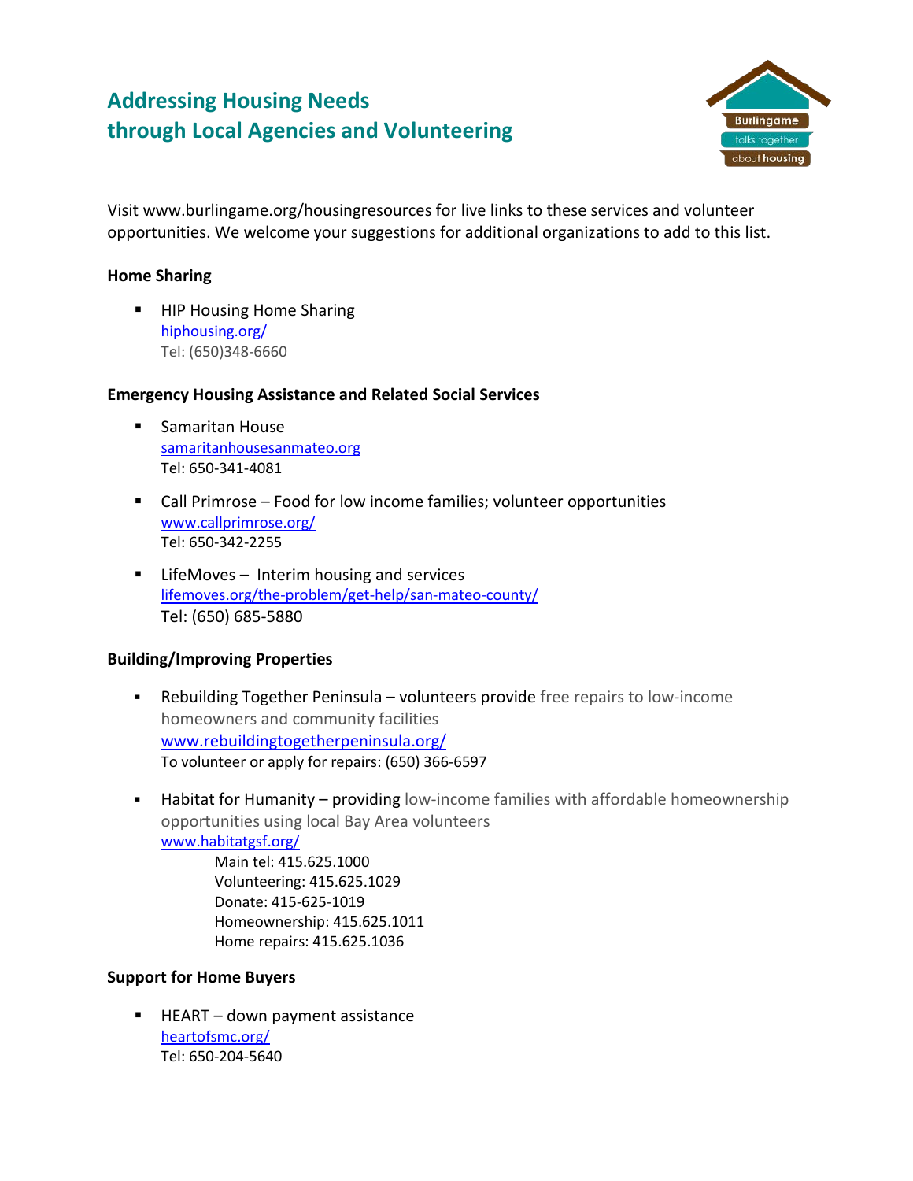# Addressing Housing Needs through Local Agencies and Volunteering

Visit www.burlingame.org/housingresources for live links to these services and volunteer opportunities. We welcome your suggestions for additional organizations to add to this list.

**Home Sharing**

- HIP Housing Home Sharing
  hiphousing.org/
  Tel: (650)348-6660

**Emergency Housing Assistance and Related Social Services**

- Samaritan House
  samaritanhousesanmateo.org
  Tel: 650-341-4081

- Call Primrose – Food for low income families; volunteer opportunities
  www.callprimrose.org/
  Tel: 650-342-2255

- LifeMoves – Interim housing and services
  lifemoves.org/the-problem/get-help/san-mateo-county/
  Tel: (650) 685-5880

**Building/Improving Properties**

- Rebuilding Together Peninsula – volunteers provide free repairs to low-income homeowners and community facilities
  www.rebuildingtogetherpeninsula.org/
  To volunteer or apply for repairs: (650) 366-6597

- Habitat for Humanity – providing low-income families with affordable homeownership opportunities using local Bay Area volunteers
  www.habitatgsf.org/
  Main tel: 415.625.1000
  Volunteering: 415.625.1029
  Donate: 415-625-1019
  Homeownership: 415.625.1011
  Home repairs: 415.625.1036

**Support for Home Buyers**

- HEART – down payment assistance
  heartofsmc.org/
  Tel: 650-204-5640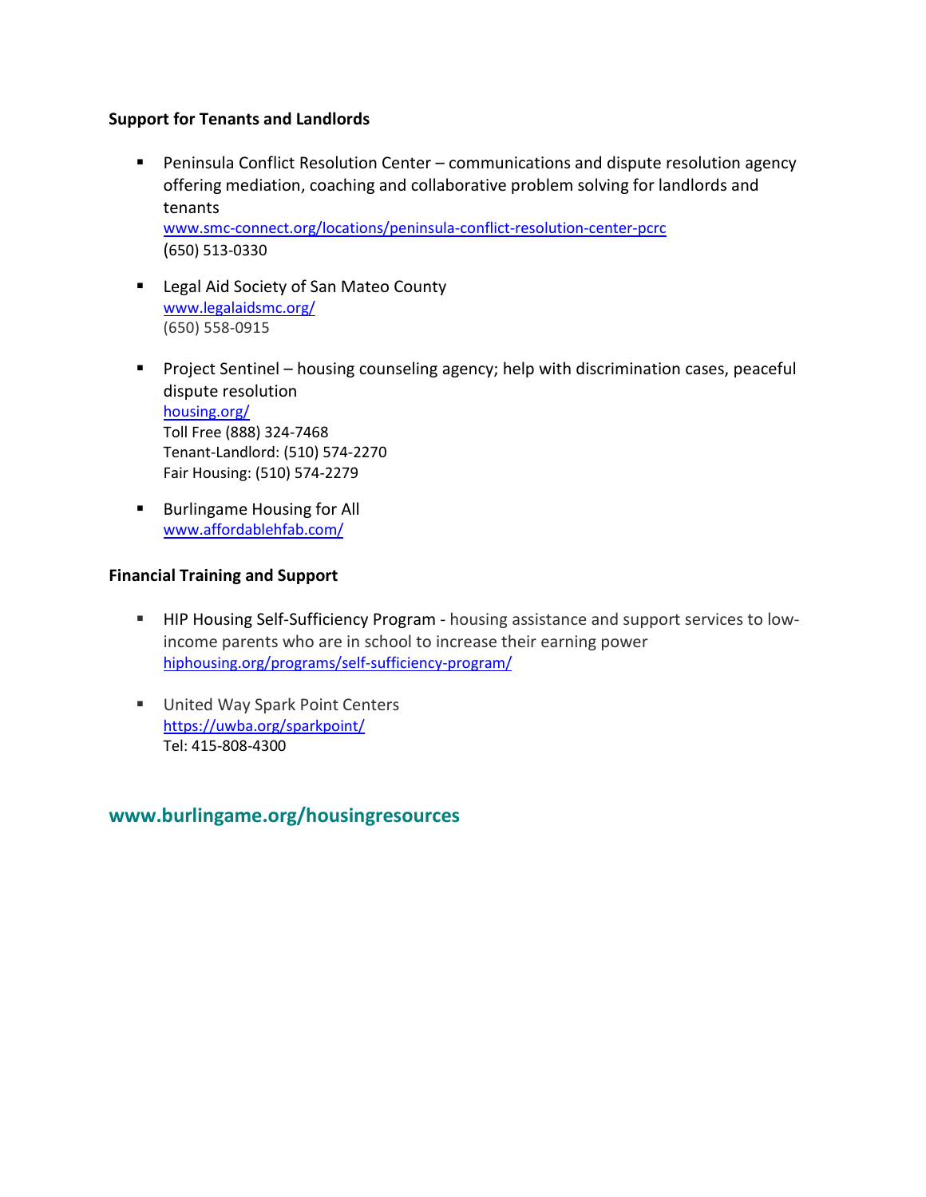**Support for Tenants and Landlords**

- Peninsula Conflict Resolution Center – communications and dispute resolution agency offering mediation, coaching and collaborative problem solving for landlords and tenants
  www.smc-connect.org/locations/peninsula-conflict-resolution-center-pcrc
  (650) 513-0330

- Legal Aid Society of San Mateo County
  www.legalaidsmc.org/
  (650) 558-0915

- Project Sentinel – housing counseling agency; help with discrimination cases, peaceful dispute resolution
  housing.org/
  Toll Free (888) 324-7468
  Tenant-Landlord: (510) 574-2270
  Fair Housing: (510) 574-2279

- Burlingame Housing for All
  www.affordablehfab.com/

**Financial Training and Support**

- HIP Housing Self-Sufficiency Program - housing assistance and support services to low-income parents who are in school to increase their earning power
  hiphousing.org/programs/self-sufficiency-program/

- United Way Spark Point Centers
  https://uwba.org/sparkpoint/
  Tel: 415-808-4300

**www.burlingame.org/housingresources**